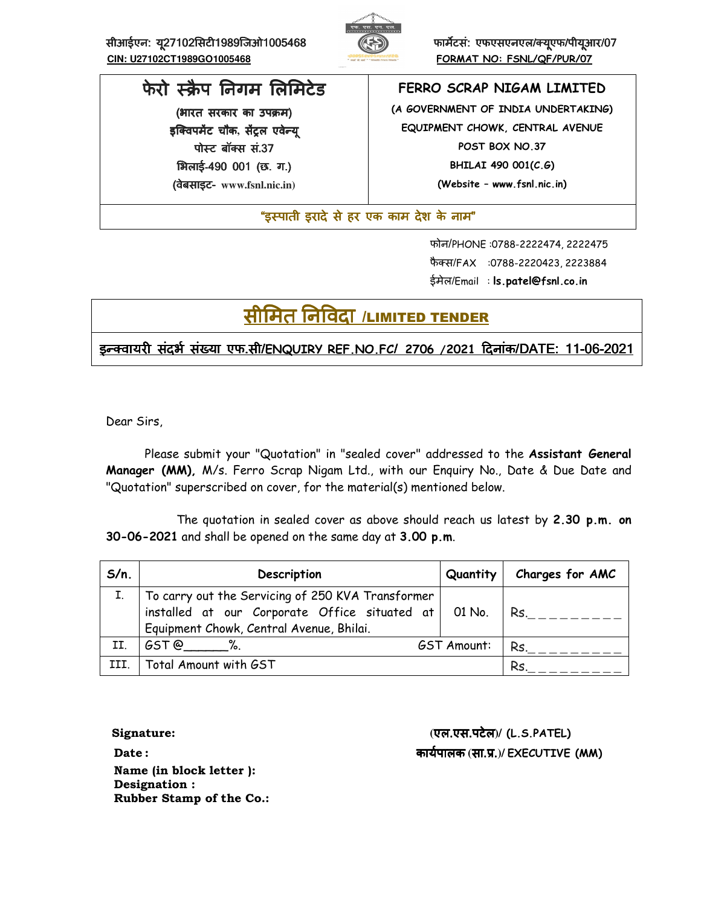सीआईएन: यू27102सिटी1989जिओ1005468
**CIN: U27102CT1989GO1005468**

फार्मेटसं: एफएसएनएल/क्यूएफ/पीयूआर/07
**FORMAT NO: FSNL/QF/PUR/07**

| **फेरो स्क्रैप निगम लिमिटेड**<br>(भारत सरकार का उपक्रम)<br>इक्विपमेंट चौक, सेंट्रल एवेन्यू<br>पोस्ट बॉक्स सं.37<br>भिलाई-490 001 (छ. ग.)<br>(वेबसाइट- www.fsnl.nic.in) | **FERRO SCRAP NIGAM LIMITED**<br>(A GOVERNMENT OF INDIA UNDERTAKING)<br>EQUIPMENT CHOWK, CENTRAL AVENUE<br>POST BOX NO.37<br>BHILAI 490 001(C.G)<br>(Website – www.fsnl.nic.in) |
|---|---|

**"इस्पाती इरादे से हर एक काम देश के नाम"**

फोन/PHONE :0788-2222474, 2222475
फैक्स/FAX :0788-2220423, 2223884
ईमेल/Email : **ls.patel@fsnl.co.in**

# सीमित निविदा /LIMITED TENDER

**इन्क्वायरी संदर्भ संख्या एफ.सी/ENQUIRY REF.NO.FC/ 2706 /2021 दिनांक/DATE: 11-06-2021**

Dear Sirs,

Please submit your "Quotation" in "sealed cover" addressed to the **Assistant General Manager (MM),** M/s. Ferro Scrap Nigam Ltd., with our Enquiry No., Date & Due Date and "Quotation" superscribed on cover, for the material(s) mentioned below.

The quotation in sealed cover as above should reach us latest by **2.30 p.m. on 30-06-2021** and shall be opened on the same day at **3.00 p.m**.

| S/n. | Description | Quantity | Charges for AMC |
|---|---|---|---|
| I. | To carry out the Servicing of 250 KVA Transformer installed at our Corporate Office situated at Equipment Chowk, Central Avenue, Bhilai. | 01 No. | Rs.__________ |
| II. | GST @______%. | GST Amount: | Rs.__________ |
| III. | Total Amount with GST | | Rs.__________ |

**Signature:**
**Date :**
**Name (in block letter ):**
**Designation :**
**Rubber Stamp of the Co.:**

(एल.एस.पटेल)/ (L.S.PATEL)
कार्यपालक (सा.प्र.)/ EXECUTIVE (MM)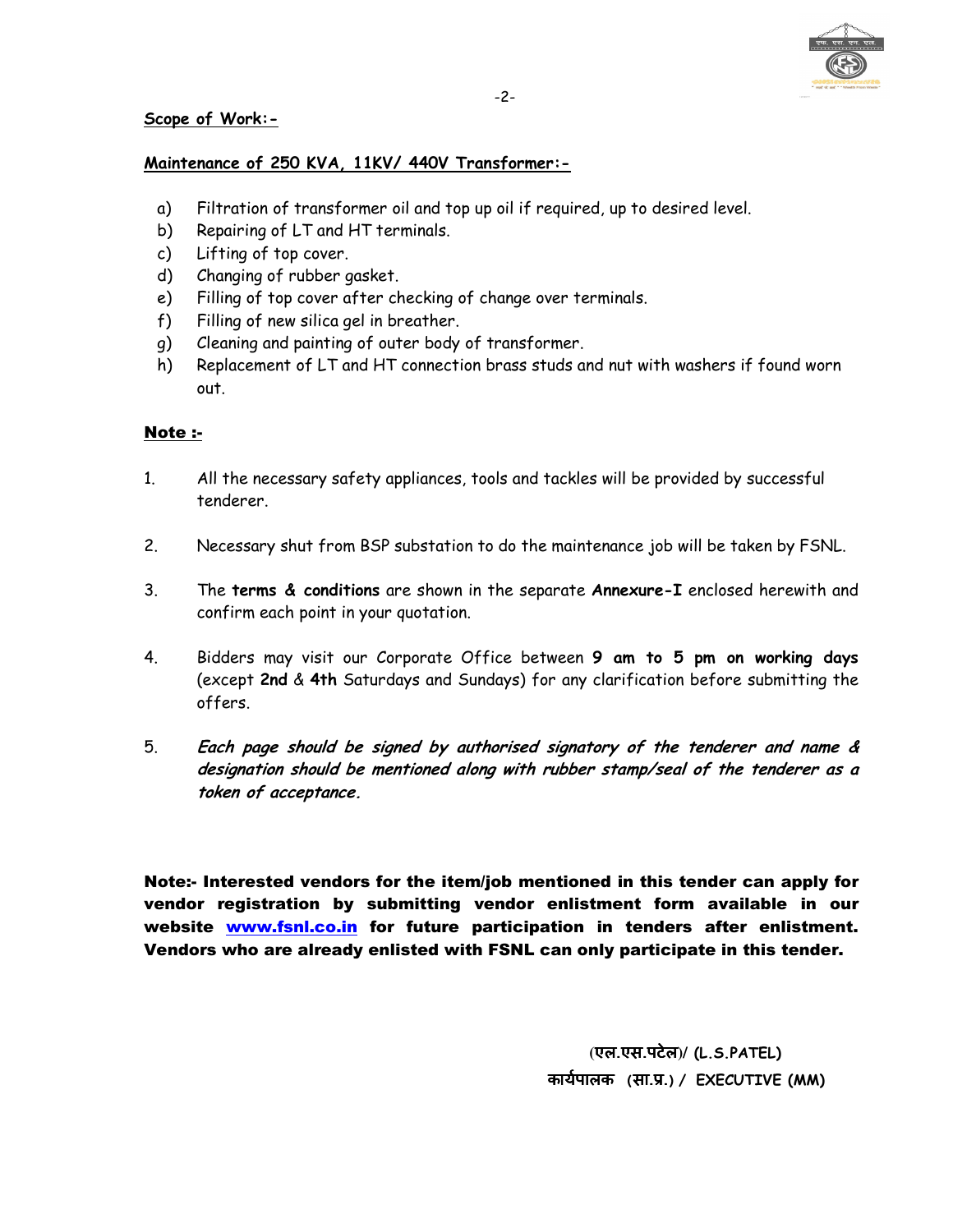**Scope of Work:-**

**Maintenance of 250 KVA, 11KV/ 440V Transformer:-**

a) Filtration of transformer oil and top up oil if required, up to desired level.
b) Repairing of LT and HT terminals.
c) Lifting of top cover.
d) Changing of rubber gasket.
e) Filling of top cover after checking of change over terminals.
f) Filling of new silica gel in breather.
g) Cleaning and painting of outer body of transformer.
h) Replacement of LT and HT connection brass studs and nut with washers if found worn out.

**Note :-**

1. All the necessary safety appliances, tools and tackles will be provided by successful tenderer.

2. Necessary shut from BSP substation to do the maintenance job will be taken by FSNL.

3. The **terms & conditions** are shown in the separate **Annexure-I** enclosed herewith and confirm each point in your quotation.

4. Bidders may visit our Corporate Office between **9 am to 5 pm on working days** (except **2nd** & **4th** Saturdays and Sundays) for any clarification before submitting the offers.

5. ***Each page should be signed by authorised signatory of the tenderer and name & designation should be mentioned along with rubber stamp/seal of the tenderer as a token of acceptance.***

**Note:- Interested vendors for the item/job mentioned in this tender can apply for vendor registration by submitting vendor enlistment form available in our website [www.fsnl.co.in](http://www.fsnl.co.in) for future participation in tenders after enlistment. Vendors who are already enlisted with FSNL can only participate in this tender.**

**(एल.एस.पटेल)/ (L.S.PATEL)**
**कार्यपालक (सा.प्र.) / EXECUTIVE (MM)**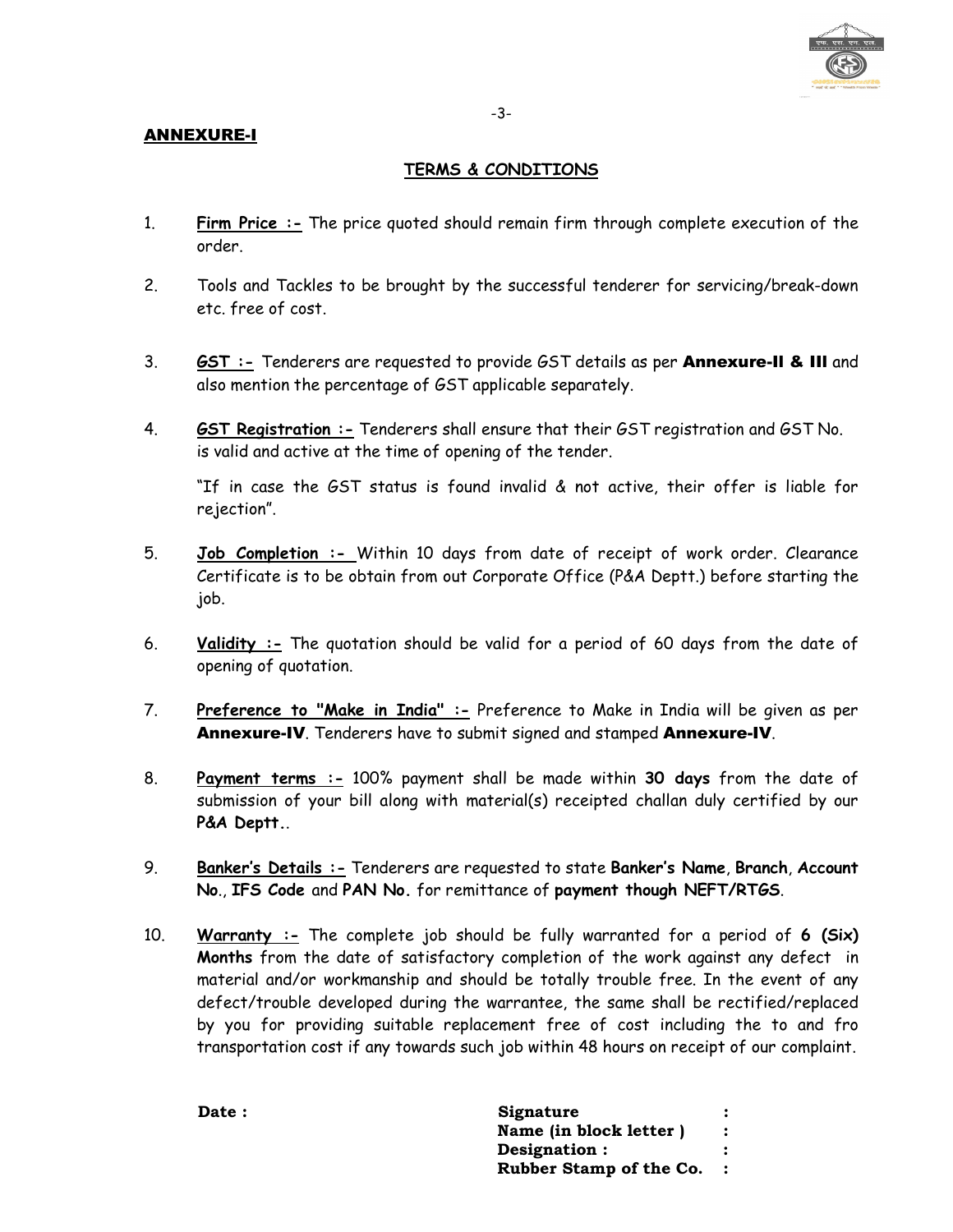**ANNEXURE-I**

## TERMS & CONDITIONS

1. **Firm Price :-** The price quoted should remain firm through complete execution of the order.

2. Tools and Tackles to be brought by the successful tenderer for servicing/break-down etc. free of cost.

3. **GST :-** Tenderers are requested to provide GST details as per **Annexure-II & III** and also mention the percentage of GST applicable separately.

4. **GST Registration :-** Tenderers shall ensure that their GST registration and GST No. is valid and active at the time of opening of the tender.

   "If in case the GST status is found invalid & not active, their offer is liable for rejection".

5. **Job Completion :-** Within 10 days from date of receipt of work order. Clearance Certificate is to be obtain from out Corporate Office (P&A Deptt.) before starting the job.

6. **Validity :-** The quotation should be valid for a period of 60 days from the date of opening of quotation.

7. **Preference to "Make in India" :-** Preference to Make in India will be given as per **Annexure-IV**. Tenderers have to submit signed and stamped **Annexure-IV**.

8. **Payment terms :-** 100% payment shall be made within **30 days** from the date of submission of your bill along with material(s) receipted challan duly certified by our **P&A Deptt.**.

9. **Banker's Details :-** Tenderers are requested to state **Banker's Name**, **Branch**, **Account No.**, **IFS Code** and **PAN No.** for remittance of **payment though NEFT/RTGS**.

10. **Warranty :-** The complete job should be fully warranted for a period of **6 (Six) Months** from the date of satisfactory completion of the work against any defect in material and/or workmanship and should be totally trouble free. In the event of any defect/trouble developed during the warrantee, the same shall be rectified/replaced by you for providing suitable replacement free of cost including the to and fro transportation cost if any towards such job within 48 hours on receipt of our complaint.

**Date :**

**Signature :**
**Name (in block letter ) :**
**Designation : :**
**Rubber Stamp of the Co. :**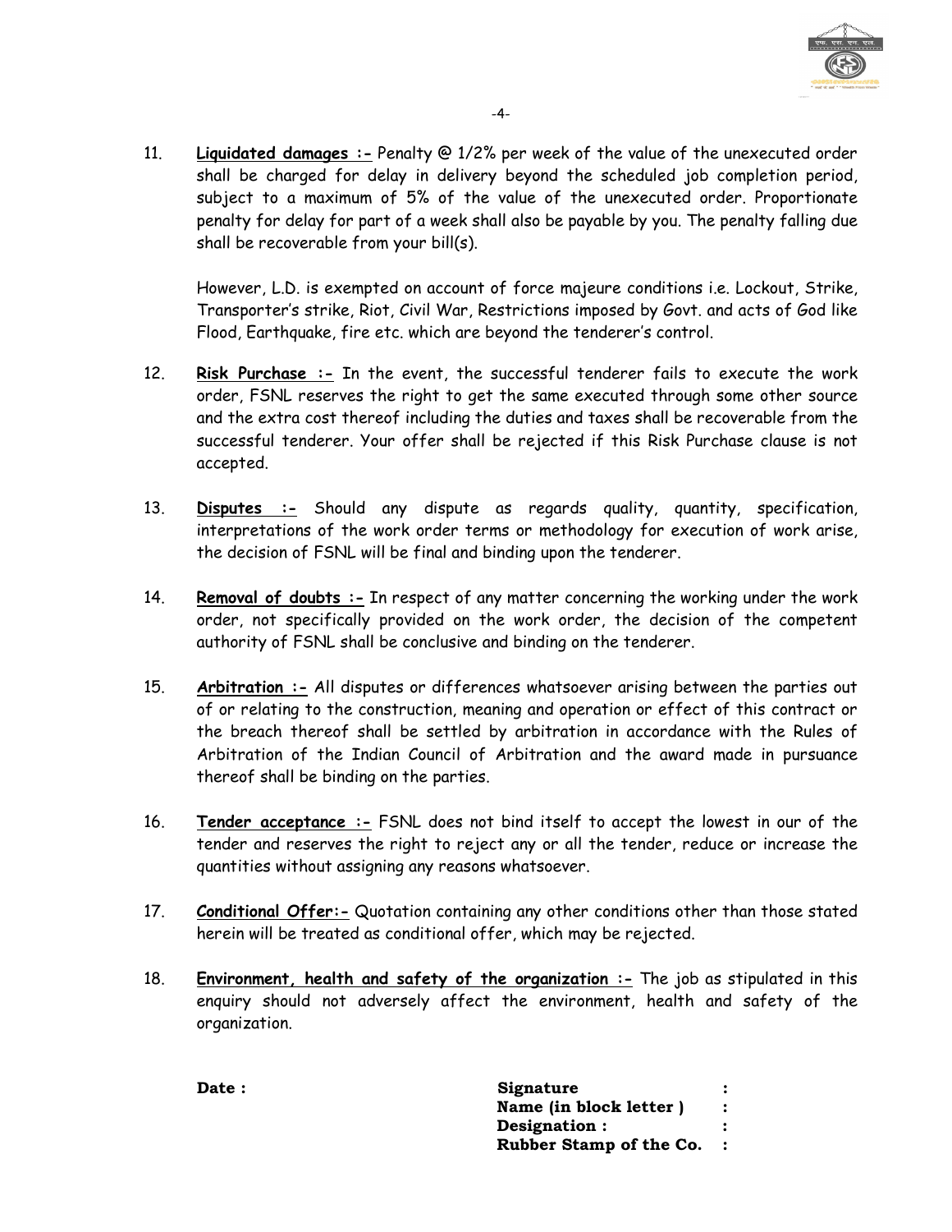11. **Liquidated damages :-** Penalty @ 1/2% per week of the value of the unexecuted order shall be charged for delay in delivery beyond the scheduled job completion period, subject to a maximum of 5% of the value of the unexecuted order. Proportionate penalty for delay for part of a week shall also be payable by you. The penalty falling due shall be recoverable from your bill(s).

    However, L.D. is exempted on account of force majeure conditions i.e. Lockout, Strike, Transporter's strike, Riot, Civil War, Restrictions imposed by Govt. and acts of God like Flood, Earthquake, fire etc. which are beyond the tenderer's control.

12. **Risk Purchase :-** In the event, the successful tenderer fails to execute the work order, FSNL reserves the right to get the same executed through some other source and the extra cost thereof including the duties and taxes shall be recoverable from the successful tenderer. Your offer shall be rejected if this Risk Purchase clause is not accepted.

13. **Disputes :-** Should any dispute as regards quality, quantity, specification, interpretations of the work order terms or methodology for execution of work arise, the decision of FSNL will be final and binding upon the tenderer.

14. **Removal of doubts :-** In respect of any matter concerning the working under the work order, not specifically provided on the work order, the decision of the competent authority of FSNL shall be conclusive and binding on the tenderer.

15. **Arbitration :-** All disputes or differences whatsoever arising between the parties out of or relating to the construction, meaning and operation or effect of this contract or the breach thereof shall be settled by arbitration in accordance with the Rules of Arbitration of the Indian Council of Arbitration and the award made in pursuance thereof shall be binding on the parties.

16. **Tender acceptance :-** FSNL does not bind itself to accept the lowest in our of the tender and reserves the right to reject any or all the tender, reduce or increase the quantities without assigning any reasons whatsoever.

17. **Conditional Offer:-** Quotation containing any other conditions other than those stated herein will be treated as conditional offer, which may be rejected.

18. **Environment, health and safety of the organization :-** The job as stipulated in this enquiry should not adversely affect the environment, health and safety of the organization.

**Date :**

**Signature :**
**Name (in block letter ) :**
**Designation : :**
**Rubber Stamp of the Co. :**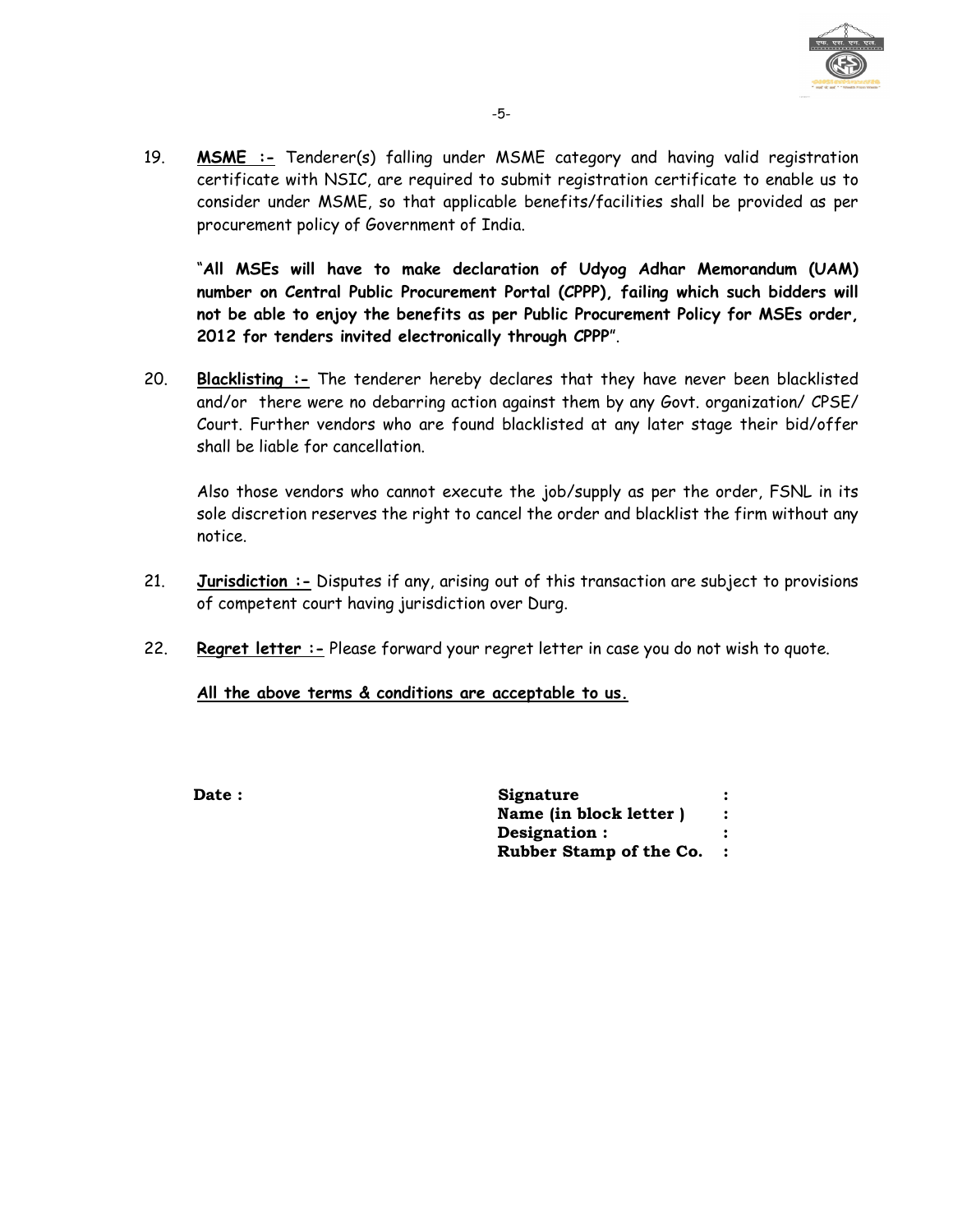19. **<u>MSME :-</u>** Tenderer(s) falling under MSME category and having valid registration certificate with NSIC, are required to submit registration certificate to enable us to consider under MSME, so that applicable benefits/facilities shall be provided as per procurement policy of Government of India.

    "**All MSEs will have to make declaration of Udyog Adhar Memorandum (UAM) number on Central Public Procurement Portal (CPPP), failing which such bidders will not be able to enjoy the benefits as per Public Procurement Policy for MSEs order, 2012 for tenders invited electronically through CPPP**".

20. **<u>Blacklisting :-</u>** The tenderer hereby declares that they have never been blacklisted and/or there were no debarring action against them by any Govt. organization/ CPSE/ Court. Further vendors who are found blacklisted at any later stage their bid/offer shall be liable for cancellation.

    Also those vendors who cannot execute the job/supply as per the order, FSNL in its sole discretion reserves the right to cancel the order and blacklist the firm without any notice.

21. **<u>Jurisdiction :-</u>** Disputes if any, arising out of this transaction are subject to provisions of competent court having jurisdiction over Durg.

22. **<u>Regret letter :-</u>** Please forward your regret letter in case you do not wish to quote.

    **<u>All the above terms & conditions are acceptable to us.</u>**

**Date :**

**Signature :**

**Name (in block letter ) :**

**Designation :**

**Rubber Stamp of the Co. :**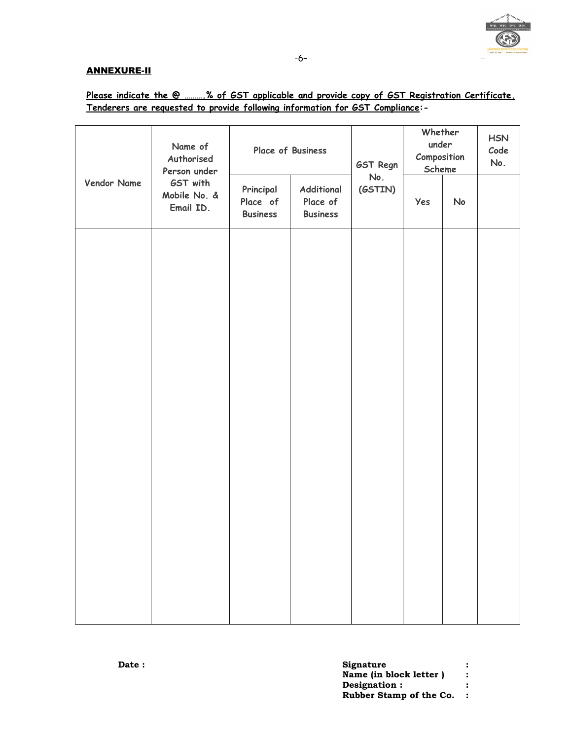**ANNEXURE-II**

**Please indicate the @ ……….% of GST applicable and provide copy of GST Registration Certificate. Tenderers are requested to provide following information for GST Compliance:-**

| Vendor Name | Name of Authorised Person under GST with Mobile No. & Email ID. | Place of Business | | GST Regn No. (GSTIN) | Whether under Composition Scheme | | HSN Code No. |
|---|---|---|---|---|---|---|---|
| | | Principal Place of Business | Additional Place of Business | | Yes | No | |
| | | | | | | | |

**Date :**

**Signature :**
**Name (in block letter ) :**
**Designation : :**
**Rubber Stamp of the Co. :**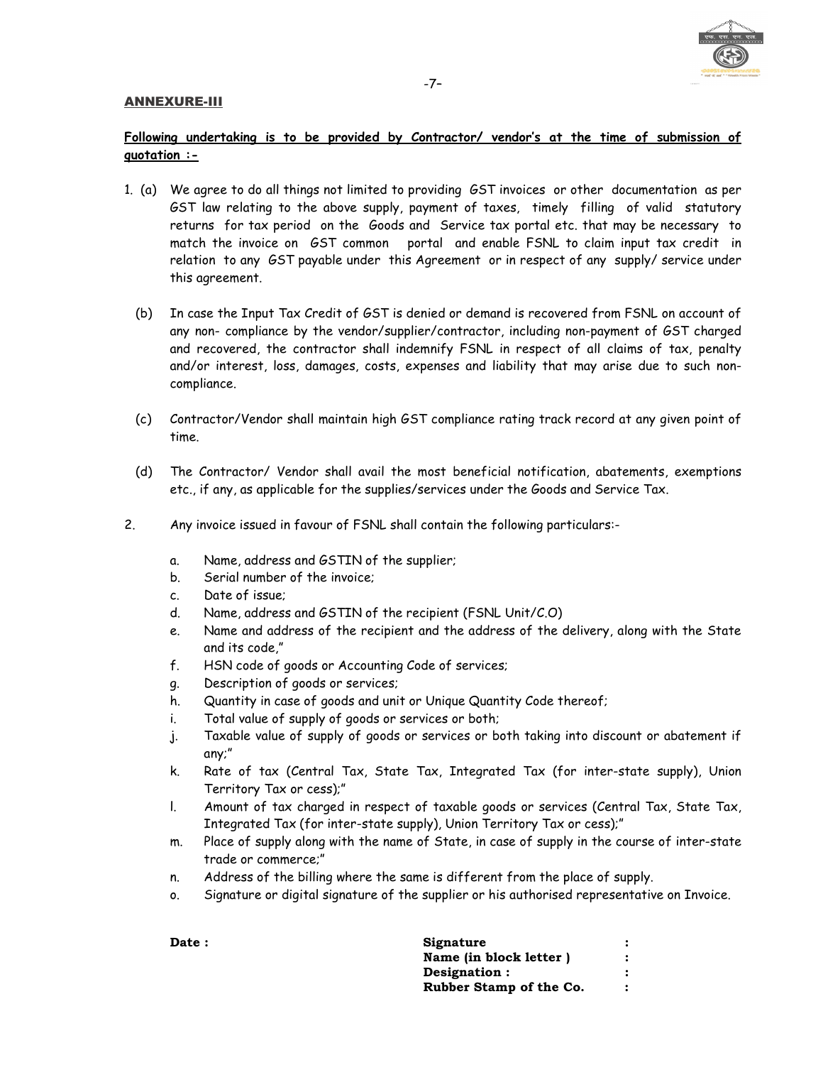## ANNEXURE-III

**Following undertaking is to be provided by Contractor/ vendor's at the time of submission of quotation :-**

1. (a) We agree to do all things not limited to providing GST invoices or other documentation as per GST law relating to the above supply, payment of taxes, timely filling of valid statutory returns for tax period on the Goods and Service tax portal etc. that may be necessary to match the invoice on GST common portal and enable FSNL to claim input tax credit in relation to any GST payable under this Agreement or in respect of any supply/ service under this agreement.

   (b) In case the Input Tax Credit of GST is denied or demand is recovered from FSNL on account of any non- compliance by the vendor/supplier/contractor, including non-payment of GST charged and recovered, the contractor shall indemnify FSNL in respect of all claims of tax, penalty and/or interest, loss, damages, costs, expenses and liability that may arise due to such non-compliance.

   (c) Contractor/Vendor shall maintain high GST compliance rating track record at any given point of time.

   (d) The Contractor/ Vendor shall avail the most beneficial notification, abatements, exemptions etc., if any, as applicable for the supplies/services under the Goods and Service Tax.

2. Any invoice issued in favour of FSNL shall contain the following particulars:-

   a. Name, address and GSTIN of the supplier;
   b. Serial number of the invoice;
   c. Date of issue;
   d. Name, address and GSTIN of the recipient (FSNL Unit/C.O)
   e. Name and address of the recipient and the address of the delivery, along with the State and its code,"
   f. HSN code of goods or Accounting Code of services;
   g. Description of goods or services;
   h. Quantity in case of goods and unit or Unique Quantity Code thereof;
   i. Total value of supply of goods or services or both;
   j. Taxable value of supply of goods or services or both taking into discount or abatement if any;"
   k. Rate of tax (Central Tax, State Tax, Integrated Tax (for inter-state supply), Union Territory Tax or cess);"
   l. Amount of tax charged in respect of taxable goods or services (Central Tax, State Tax, Integrated Tax (for inter-state supply), Union Territory Tax or cess);"
   m. Place of supply along with the name of State, in case of supply in the course of inter-state trade or commerce;"
   n. Address of the billing where the same is different from the place of supply.
   o. Signature or digital signature of the supplier or his authorised representative on Invoice.

**Date :**

**Signature** :

**Name (in block letter )** :

**Designation :** :

**Rubber Stamp of the Co.** :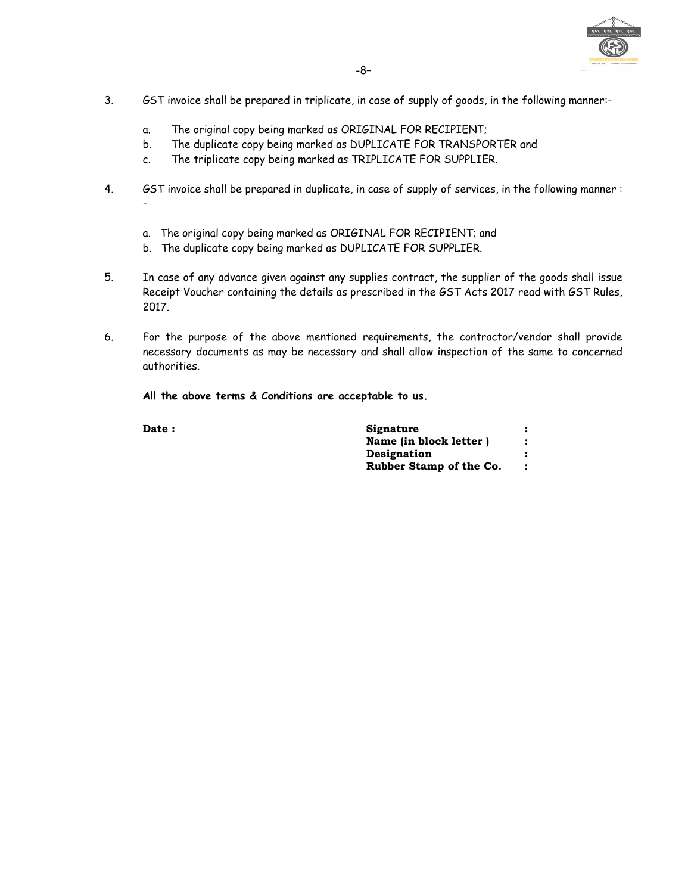3. GST invoice shall be prepared in triplicate, in case of supply of goods, in the following manner:-

   a. The original copy being marked as ORIGINAL FOR RECIPIENT;
   b. The duplicate copy being marked as DUPLICATE FOR TRANSPORTER and
   c. The triplicate copy being marked as TRIPLICATE FOR SUPPLIER.

4. GST invoice shall be prepared in duplicate, in case of supply of services, in the following manner : -

   a. The original copy being marked as ORIGINAL FOR RECIPIENT; and
   b. The duplicate copy being marked as DUPLICATE FOR SUPPLIER.

5. In case of any advance given against any supplies contract, the supplier of the goods shall issue Receipt Voucher containing the details as prescribed in the GST Acts 2017 read with GST Rules, 2017.

6. For the purpose of the above mentioned requirements, the contractor/vendor shall provide necessary documents as may be necessary and shall allow inspection of the same to concerned authorities.

**All the above terms & Conditions are acceptable to us.**

**Date :**

**Signature :**
**Name (in block letter ) :**
**Designation :**
**Rubber Stamp of the Co. :**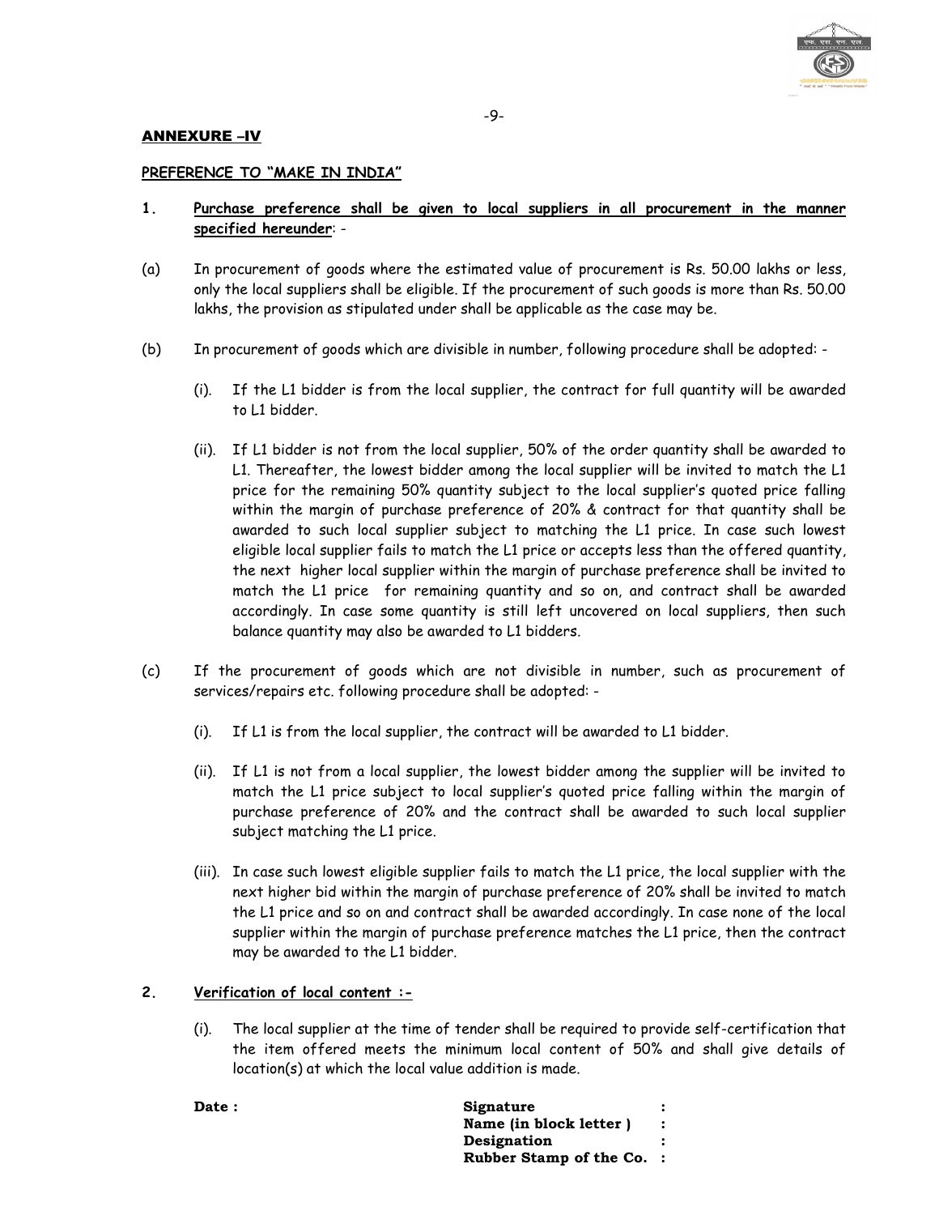## ANNEXURE –IV

### PREFERENCE TO "MAKE IN INDIA"

**1. Purchase preference shall be given to local suppliers in all procurement in the manner specified hereunder**: -

(a) In procurement of goods where the estimated value of procurement is Rs. 50.00 lakhs or less, only the local suppliers shall be eligible. If the procurement of such goods is more than Rs. 50.00 lakhs, the provision as stipulated under shall be applicable as the case may be.

(b) In procurement of goods which are divisible in number, following procedure shall be adopted: -

(i). If the L1 bidder is from the local supplier, the contract for full quantity will be awarded to L1 bidder.

(ii). If L1 bidder is not from the local supplier, 50% of the order quantity shall be awarded to L1. Thereafter, the lowest bidder among the local supplier will be invited to match the L1 price for the remaining 50% quantity subject to the local supplier's quoted price falling within the margin of purchase preference of 20% & contract for that quantity shall be awarded to such local supplier subject to matching the L1 price. In case such lowest eligible local supplier fails to match the L1 price or accepts less than the offered quantity, the next higher local supplier within the margin of purchase preference shall be invited to match the L1 price for remaining quantity and so on, and contract shall be awarded accordingly. In case some quantity is still left uncovered on local suppliers, then such balance quantity may also be awarded to L1 bidders.

(c) If the procurement of goods which are not divisible in number, such as procurement of services/repairs etc. following procedure shall be adopted: -

(i). If L1 is from the local supplier, the contract will be awarded to L1 bidder.

(ii). If L1 is not from a local supplier, the lowest bidder among the supplier will be invited to match the L1 price subject to local supplier's quoted price falling within the margin of purchase preference of 20% and the contract shall be awarded to such local supplier subject matching the L1 price.

(iii). In case such lowest eligible supplier fails to match the L1 price, the local supplier with the next higher bid within the margin of purchase preference of 20% shall be invited to match the L1 price and so on and contract shall be awarded accordingly. In case none of the local supplier within the margin of purchase preference matches the L1 price, then the contract may be awarded to the L1 bidder.

**2. Verification of local content :-**

(i). The local supplier at the time of tender shall be required to provide self-certification that the item offered meets the minimum local content of 50% and shall give details of location(s) at which the local value addition is made.

**Date :**

**Signature :**
**Name (in block letter ) :**
**Designation :**
**Rubber Stamp of the Co. :**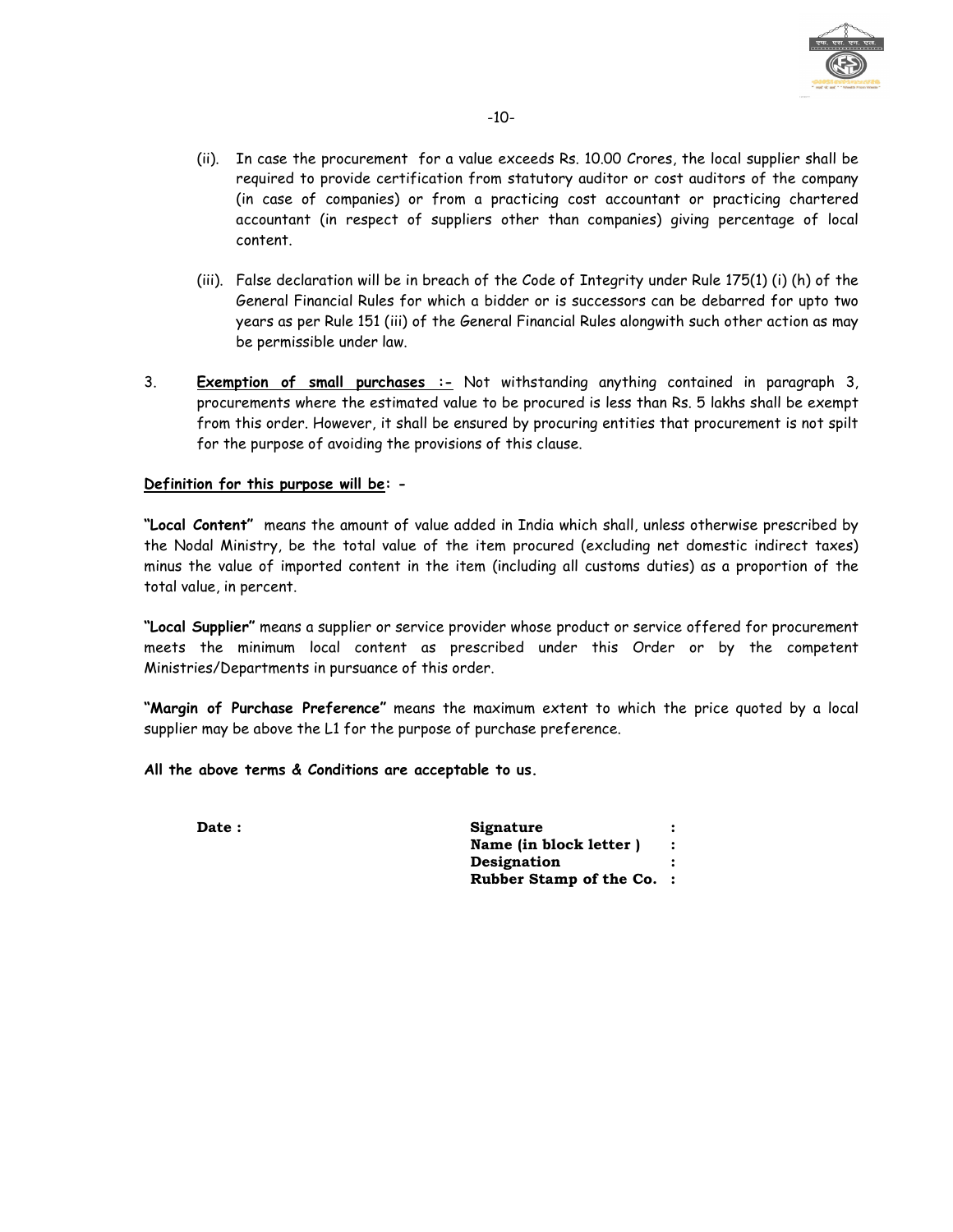(ii). In case the procurement for a value exceeds Rs. 10.00 Crores, the local supplier shall be required to provide certification from statutory auditor or cost auditors of the company (in case of companies) or from a practicing cost accountant or practicing chartered accountant (in respect of suppliers other than companies) giving percentage of local content.

(iii). False declaration will be in breach of the Code of Integrity under Rule 175(1) (i) (h) of the General Financial Rules for which a bidder or is successors can be debarred for upto two years as per Rule 151 (iii) of the General Financial Rules alongwith such other action as may be permissible under law.

3. **Exemption of small purchases :-** Not withstanding anything contained in paragraph 3, procurements where the estimated value to be procured is less than Rs. 5 lakhs shall be exempt from this order. However, it shall be ensured by procuring entities that procurement is not spilt for the purpose of avoiding the provisions of this clause.

**Definition for this purpose will be: -**

**"Local Content"** means the amount of value added in India which shall, unless otherwise prescribed by the Nodal Ministry, be the total value of the item procured (excluding net domestic indirect taxes) minus the value of imported content in the item (including all customs duties) as a proportion of the total value, in percent.

**"Local Supplier"** means a supplier or service provider whose product or service offered for procurement meets the minimum local content as prescribed under this Order or by the competent Ministries/Departments in pursuance of this order.

**"Margin of Purchase Preference"** means the maximum extent to which the price quoted by a local supplier may be above the L1 for the purpose of purchase preference.

**All the above terms & Conditions are acceptable to us.**

**Date :**

**Signature :**
**Name (in block letter ) :**
**Designation :**
**Rubber Stamp of the Co. :**